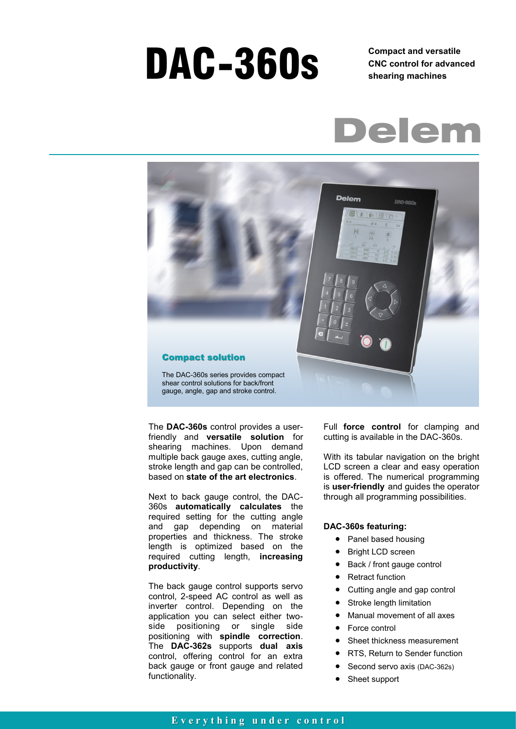# DAC-360s

**Compact and versatile CNC control for advanced shearing machines**

Delem

### Compact solution

The DAC-360s series provides compact shear control solutions for back/front gauge, angle, gap and stroke control.

The **DAC-360s** control provides a user-friendly and **versatile solution** for shearing machines. Upon demand multiple back gauge axes, cutting angle, stroke length and gap can be controlled, based on **state of the art electronics**.

Next to back gauge control, the DAC-360s **automatically calculates** the required setting for the cutting angle and gap depending on material properties and thickness. The stroke length is optimized based on the required cutting length, **increasing productivity**.

The back gauge control supports servo control, 2-speed AC control as well as inverter control. Depending on the application you can select either two-side positioning or single side positioning with **spindle correction**. The **DAC-362s** supports **dual axis** control, offering control for an extra back gauge or front gauge and related functionality.

Full **force control** for clamping and cutting is available in the DAC-360s.

With its tabular navigation on the bright LCD screen a clear and easy operation is offered. The numerical programming is **user-friendly** and guides the operator through all programming possibilities.

**DAC-360s featuring:**

- Panel based housing
- Bright LCD screen
- Back / front gauge control
- Retract function
- Cutting angle and gap control
- Stroke length limitation
- Manual movement of all axes
- Force control
- Sheet thickness measurement
- RTS, Return to Sender function
- Second servo axis (DAC-362s)
- Sheet support

Everything under control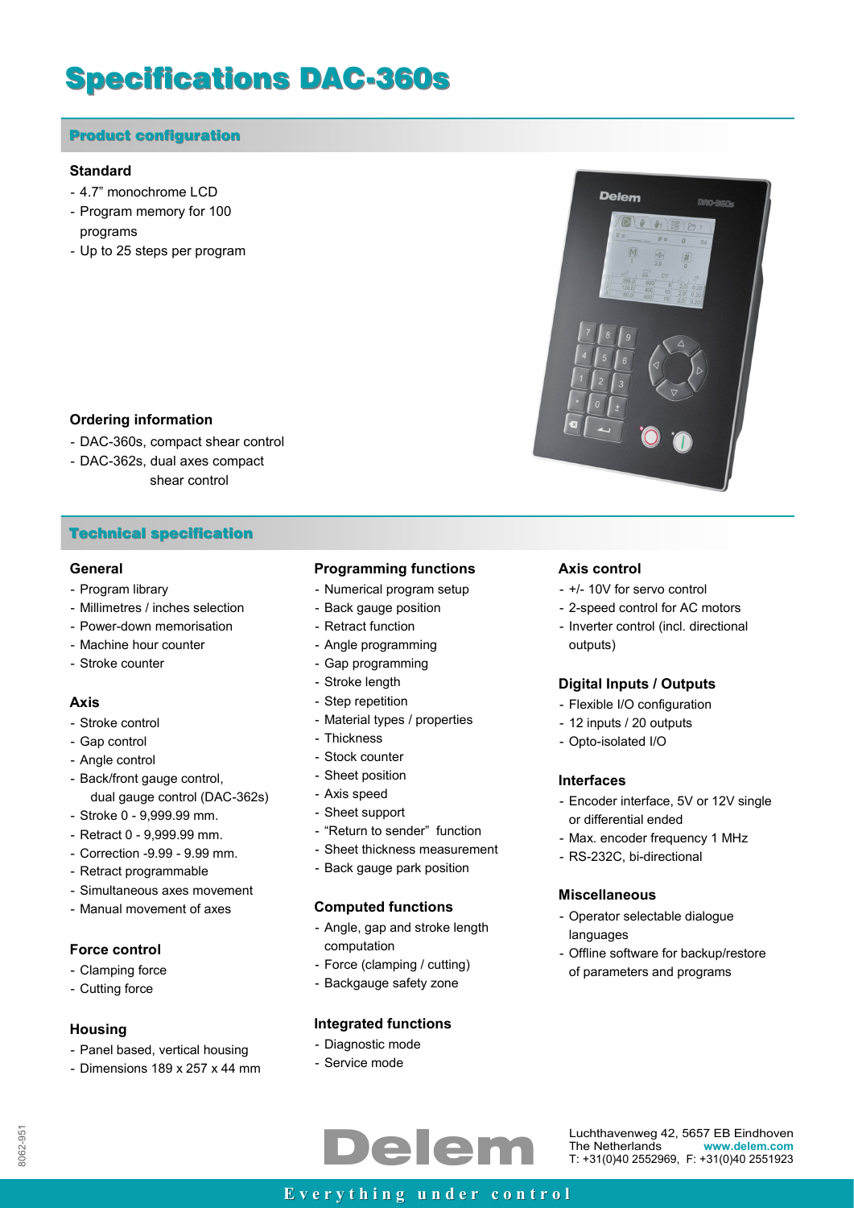# Specifications DAC-360s

## Product configuration

**Standard**

- 4.7" monochrome LCD
- Program memory for 100 programs
- Up to 25 steps per program

**Ordering information**

- DAC-360s, compact shear control
- DAC-362s, dual axes compact shear control

## Technical specification

### General

- Program library
- Millimetres / inches selection
- Power-down memorisation
- Machine hour counter
- Stroke counter

### Axis

- Stroke control
- Gap control
- Angle control
- Back/front gauge control, dual gauge control (DAC-362s)
- Stroke 0 - 9,999.99 mm.
- Retract 0 - 9,999.99 mm.
- Correction -9.99 - 9.99 mm.
- Retract programmable
- Simultaneous axes movement
- Manual movement of axes

### Force control

- Clamping force
- Cutting force

### Housing

- Panel based, vertical housing
- Dimensions 189 x 257 x 44 mm

### Programming functions

- Numerical program setup
- Back gauge position
- Retract function
- Angle programming
- Gap programming
- Stroke length
- Step repetition
- Material types / properties
- Thickness
- Stock counter
- Sheet position
- Axis speed
- Sheet support
- "Return to sender" function
- Sheet thickness measurement
- Back gauge park position

### Computed functions

- Angle, gap and stroke length computation
- Force (clamping / cutting)
- Backgauge safety zone

### Integrated functions

- Diagnostic mode
- Service mode

### Axis control

- +/- 10V for servo control
- 2-speed control for AC motors
- Inverter control (incl. directional outputs)

### Digital Inputs / Outputs

- Flexible I/O configuration
- 12 inputs / 20 outputs
- Opto-isolated I/O

### Interfaces

- Encoder interface, 5V or 12V single or differential ended
- Max. encoder frequency 1 MHz
- RS-232C, bi-directional

### Miscellaneous

- Operator selectable dialogue languages
- Offline software for backup/restore of parameters and programs

8062-951

Delem

Luchthavenweg 42, 5657 EB Eindhoven
The Netherlands www.delem.com
T: +31(0)40 2552969, F: +31(0)40 2551923

Everything under control